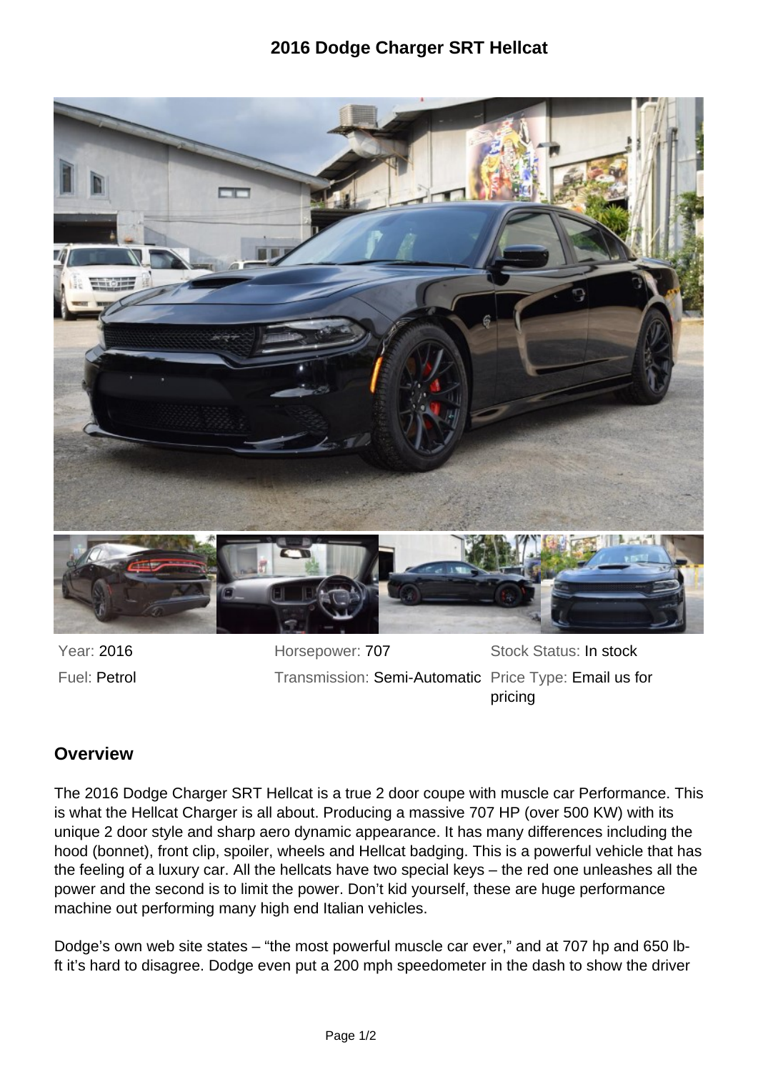# 2016 Dodge Charger SRT Hellcat

Year: 2016

Fuel: Petrol

Horsepower: 707

Transmission: Semi-Automatic

Stock Status: In stock

Price Type: Email us for pricing

## Overview

The 2016 Dodge Charger SRT Hellcat is a true 2 door coupe with muscle car Performance. This is what the Hellcat Charger is all about. Producing a massive 707 HP (over 500 KW) with its unique 2 door style and sharp aero dynamic appearance. It has many differences including the hood (bonnet), front clip, spoiler, wheels and Hellcat badging. This is a powerful vehicle that has the feeling of a luxury car. All the hellcats have two special keys – the red one unleashes all the power and the second is to limit the power. Don't kid yourself, these are huge performance machine out performing many high end Italian vehicles.

Dodge's own web site states – "the most powerful muscle car ever," and at 707 hp and 650 lb-ft it's hard to disagree. Dodge even put a 200 mph speedometer in the dash to show the driver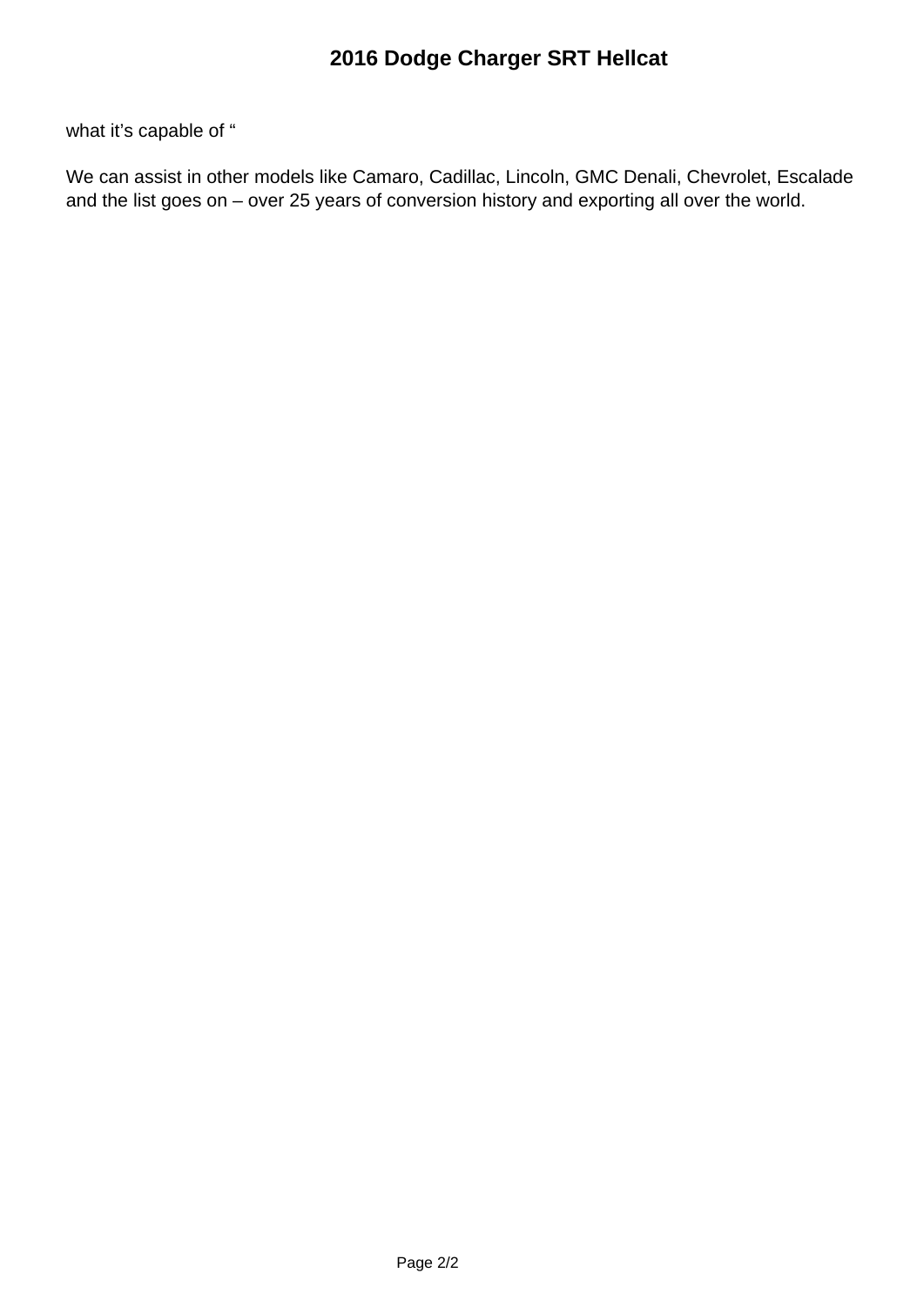what it’s capable of “

We can assist in other models like Camaro, Cadillac, Lincoln, GMC Denali, Chevrolet, Escalade and the list goes on – over 25 years of conversion history and exporting all over the world.